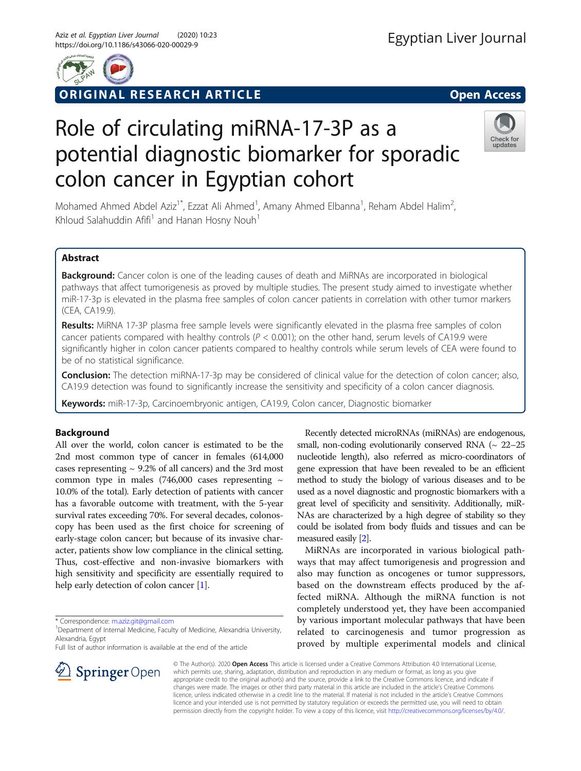ORIGINAL RESEARCH ARTICLE

Open Access

# Role of circulating miRNA-17-3P as a potential diagnostic biomarker for sporadic colon cancer in Egyptian cohort

Mohamed Ahmed Abdel Aziz[1*], Ezzat Ali Ahmed[1], Amany Ahmed Elbanna[1], Reham Abdel Halim[2], Khloud Salahuddin Afifi[1] and Hanan Hosny Nouh[1]

## Abstract

**Background:** Cancer colon is one of the leading causes of death and MiRNAs are incorporated in biological pathways that affect tumorigenesis as proved by multiple studies. The present study aimed to investigate whether miR-17-3p is elevated in the plasma free samples of colon cancer patients in correlation with other tumor markers (CEA, CA19.9).

**Results:** MiRNA 17-3P plasma free sample levels were significantly elevated in the plasma free samples of colon cancer patients compared with healthy controls ($P < 0.001$); on the other hand, serum levels of CA19.9 were significantly higher in colon cancer patients compared to healthy controls while serum levels of CEA were found to be of no statistical significance.

**Conclusion:** The detection miRNA-17-3p may be considered of clinical value for the detection of colon cancer; also, CA19.9 detection was found to significantly increase the sensitivity and specificity of a colon cancer diagnosis.

**Keywords:** miR-17-3p, Carcinoembryonic antigen, CA19.9, Colon cancer, Diagnostic biomarker

## Background

All over the world, colon cancer is estimated to be the 2nd most common type of cancer in females (614,000 cases representing ~ 9.2% of all cancers) and the 3rd most common type in males (746,000 cases representing ~ 10.0% of the total). Early detection of patients with cancer has a favorable outcome with treatment, with the 5-year survival rates exceeding 70%. For several decades, colonoscopy has been used as the first choice for screening of early-stage colon cancer; but because of its invasive character, patients show low compliance in the clinical setting. Thus, cost-effective and non-invasive biomarkers with high sensitivity and specificity are essentially required to help early detection of colon cancer [1].

Recently detected microRNAs (miRNAs) are endogenous, small, non-coding evolutionarily conserved RNA (~ 22–25 nucleotide length), also referred as micro-coordinators of gene expression that have been revealed to be an efficient method to study the biology of various diseases and to be used as a novel diagnostic and prognostic biomarkers with a great level of specificity and sensitivity. Additionally, miRNAs are characterized by a high degree of stability so they could be isolated from body fluids and tissues and can be measured easily [2].

MiRNAs are incorporated in various biological pathways that may affect tumorigenesis and progression and also may function as oncogenes or tumor suppressors, based on the downstream effects produced by the affected miRNA. Although the miRNA function is not completely understood yet, they have been accompanied by various important molecular pathways that have been related to carcinogenesis and tumor progression as proved by multiple experimental models and clinical

* Correspondence: m.aziz.git@gmail.com
[1]Department of Internal Medicine, Faculty of Medicine, Alexandria University, Alexandria, Egypt
Full list of author information is available at the end of the article

© The Author(s). 2020 **Open Access** This article is licensed under a Creative Commons Attribution 4.0 International License, which permits use, sharing, adaptation, distribution and reproduction in any medium or format, as long as you give appropriate credit to the original author(s) and the source, provide a link to the Creative Commons licence, and indicate if changes were made. The images or other third party material in this article are included in the article's Creative Commons licence, unless indicated otherwise in a credit line to the material. If material is not included in the article's Creative Commons licence and your intended use is not permitted by statutory regulation or exceeds the permitted use, you will need to obtain permission directly from the copyright holder. To view a copy of this licence, visit http://creativecommons.org/licenses/by/4.0/.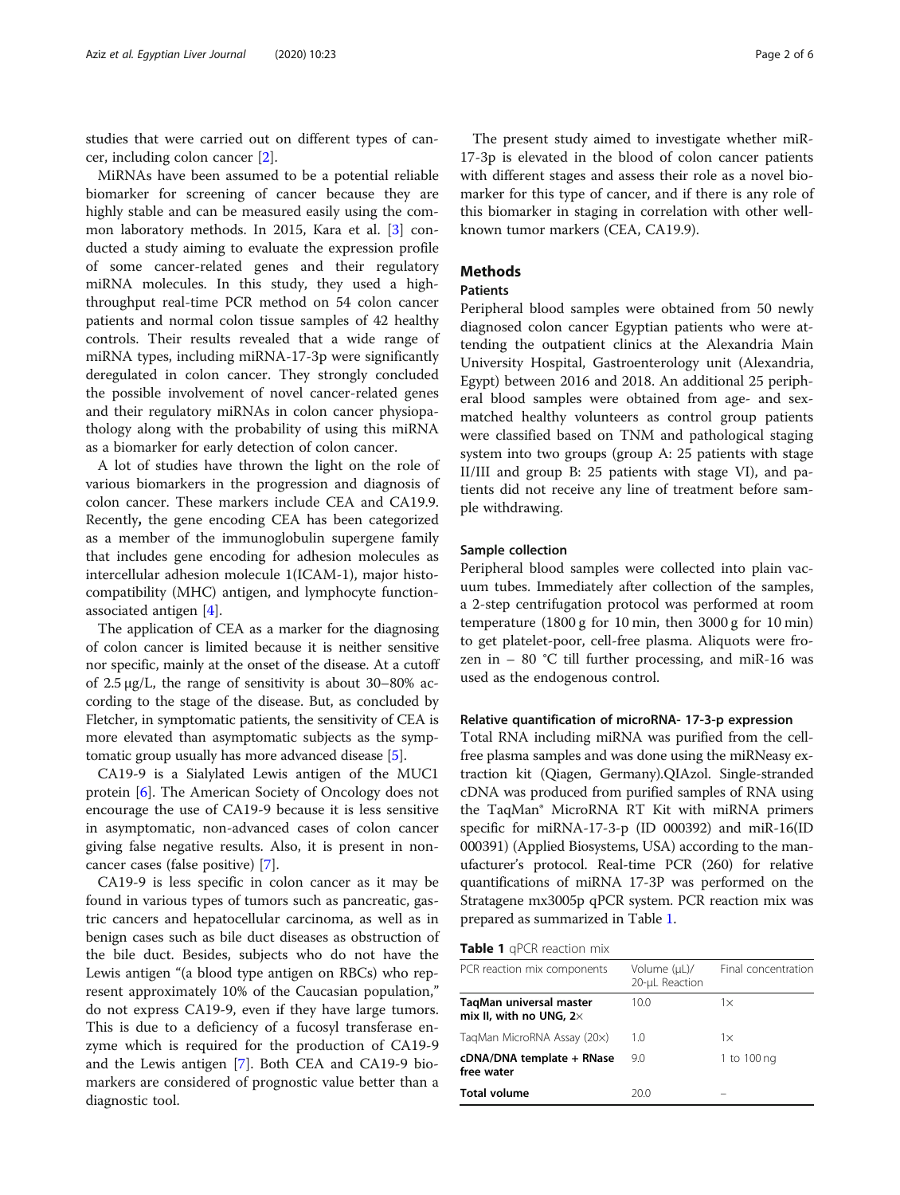studies that were carried out on different types of cancer, including colon cancer [2].

MiRNAs have been assumed to be a potential reliable biomarker for screening of cancer because they are highly stable and can be measured easily using the common laboratory methods. In 2015, Kara et al. [3] conducted a study aiming to evaluate the expression profile of some cancer-related genes and their regulatory miRNA molecules. In this study, they used a high-throughput real-time PCR method on 54 colon cancer patients and normal colon tissue samples of 42 healthy controls. Their results revealed that a wide range of miRNA types, including miRNA-17-3p were significantly deregulated in colon cancer. They strongly concluded the possible involvement of novel cancer-related genes and their regulatory miRNAs in colon cancer physiopathology along with the probability of using this miRNA as a biomarker for early detection of colon cancer.

A lot of studies have thrown the light on the role of various biomarkers in the progression and diagnosis of colon cancer. These markers include CEA and CA19.9. Recently**,** the gene encoding CEA has been categorized as a member of the immunoglobulin supergene family that includes gene encoding for adhesion molecules as intercellular adhesion molecule 1(ICAM-1), major histocompatibility (MHC) antigen, and lymphocyte function-associated antigen [4].

The application of CEA as a marker for the diagnosing of colon cancer is limited because it is neither sensitive nor specific, mainly at the onset of the disease. At a cutoff of 2.5 μg/L, the range of sensitivity is about 30–80% according to the stage of the disease. But, as concluded by Fletcher, in symptomatic patients, the sensitivity of CEA is more elevated than asymptomatic subjects as the symptomatic group usually has more advanced disease [5].

CA19-9 is a Sialylated Lewis antigen of the MUC1 protein [6]. The American Society of Oncology does not encourage the use of CA19-9 because it is less sensitive in asymptomatic, non-advanced cases of colon cancer giving false negative results. Also, it is present in non-cancer cases (false positive) [7].

CA19-9 is less specific in colon cancer as it may be found in various types of tumors such as pancreatic, gastric cancers and hepatocellular carcinoma, as well as in benign cases such as bile duct diseases as obstruction of the bile duct. Besides, subjects who do not have the Lewis antigen "(a blood type antigen on RBCs) who represent approximately 10% of the Caucasian population," do not express CA19-9, even if they have large tumors. This is due to a deficiency of a fucosyl transferase enzyme which is required for the production of CA19-9 and the Lewis antigen [7]. Both CEA and CA19-9 biomarkers are considered of prognostic value better than a diagnostic tool.

The present study aimed to investigate whether miR-17-3p is elevated in the blood of colon cancer patients with different stages and assess their role as a novel biomarker for this type of cancer, and if there is any role of this biomarker in staging in correlation with other well-known tumor markers (CEA, CA19.9).

## Methods

### Patients

Peripheral blood samples were obtained from 50 newly diagnosed colon cancer Egyptian patients who were attending the outpatient clinics at the Alexandria Main University Hospital, Gastroenterology unit (Alexandria, Egypt) between 2016 and 2018. An additional 25 peripheral blood samples were obtained from age- and sex-matched healthy volunteers as control group patients were classified based on TNM and pathological staging system into two groups (group A: 25 patients with stage II/III and group B: 25 patients with stage VI), and patients did not receive any line of treatment before sample withdrawing.

### Sample collection

Peripheral blood samples were collected into plain vacuum tubes. Immediately after collection of the samples, a 2-step centrifugation protocol was performed at room temperature (1800 g for 10 min, then 3000 g for 10 min) to get platelet-poor, cell-free plasma. Aliquots were frozen in − 80 °C till further processing, and miR-16 was used as the endogenous control.

### Relative quantification of microRNA- 17-3-p expression

Total RNA including miRNA was purified from the cell-free plasma samples and was done using the miRNeasy extraction kit (Qiagen, Germany).QIAzol. Single-stranded cDNA was produced from purified samples of RNA using the TaqMan® MicroRNA RT Kit with miRNA primers specific for miRNA-17-3-p (ID 000392) and miR-16(ID 000391) (Applied Biosystems, USA) according to the manufacturer's protocol. Real-time PCR (260) for relative quantifications of miRNA 17-3P was performed on the Stratagene mx3005p qPCR system. PCR reaction mix was prepared as summarized in Table 1.

**Table 1** qPCR reaction mix

| PCR reaction mix components | Volume (μL)/ 20-μL Reaction | Final concentration |
|---|---|---|
| **TaqMan universal master mix II, with no UNG, 2×** | 10.0 | 1× |
| TaqMan MicroRNA Assay (20×) | 1.0 | 1× |
| **cDNA/DNA template + RNase free water** | 9.0 | 1 to 100 ng |
| **Total volume** | 20.0 | – |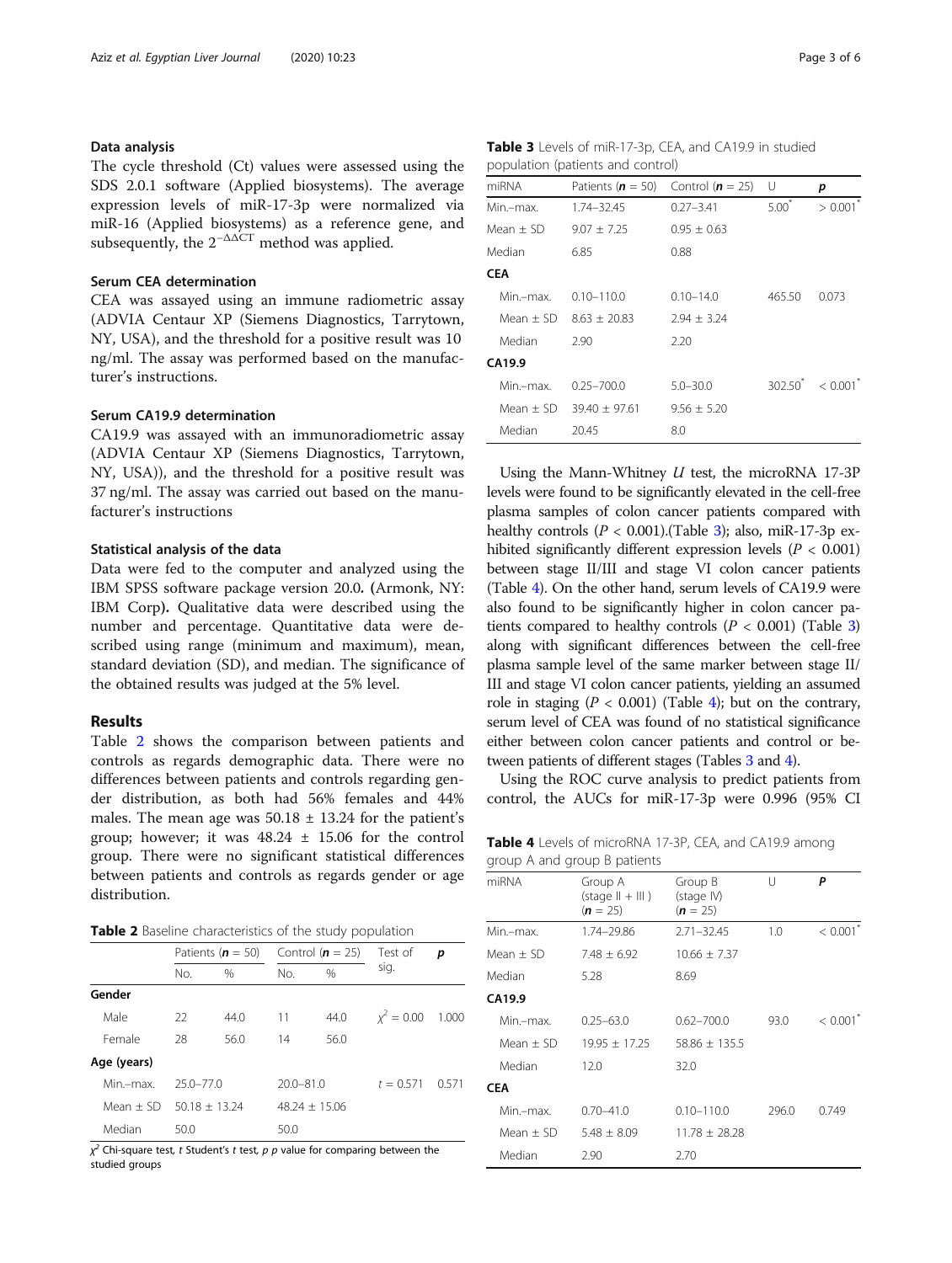### Data analysis

The cycle threshold (Ct) values were assessed using the SDS 2.0.1 software (Applied biosystems). The average expression levels of miR-17-3p were normalized via miR-16 (Applied biosystems) as a reference gene, and subsequently, the $2^{-\Delta\Delta CT}$ method was applied.

### Serum CEA determination

CEA was assayed using an immune radiometric assay (ADVIA Centaur XP (Siemens Diagnostics, Tarrytown, NY, USA), and the threshold for a positive result was 10 ng/ml. The assay was performed based on the manufacturer's instructions.

### Serum CA19.9 determination

CA19.9 was assayed with an immunoradiometric assay (ADVIA Centaur XP (Siemens Diagnostics, Tarrytown, NY, USA)), and the threshold for a positive result was 37 ng/ml. The assay was carried out based on the manufacturer's instructions

### Statistical analysis of the data

Data were fed to the computer and analyzed using the IBM SPSS software package version 20.0. (Armonk, NY: IBM Corp). Qualitative data were described using the number and percentage. Quantitative data were described using range (minimum and maximum), mean, standard deviation (SD), and median. The significance of the obtained results was judged at the 5% level.

## Results

Table 2 shows the comparison between patients and controls as regards demographic data. There were no differences between patients and controls regarding gender distribution, as both had 56% females and 44% males. The mean age was 50.18 ± 13.24 for the patient's group; however; it was 48.24 ± 15.06 for the control group. There were no significant statistical differences between patients and controls as regards gender or age distribution.

**Table 2** Baseline characteristics of the study population

| | Patients (**n** = 50) | | Control (**n** = 25) | | Test of sig. | p |
|---|---|---|---|---|---|---|
| | No. | % | No. | % | | |
| **Gender** | | | | | | |
| Male | 22 | 44.0 | 11 | 44.0 | $\chi^2 = 0.00$ | 1.000 |
| Female | 28 | 56.0 | 14 | 56.0 | | |
| **Age (years)** | | | | | | |
| Min.–max. | 25.0–77.0 | | 20.0–81.0 | | $t = 0.571$ | 0.571 |
| Mean ± SD | 50.18 ± 13.24 | | 48.24 ± 15.06 | | | |
| Median | 50.0 | | 50.0 | | | |

$\chi^2$ Chi-square test, *t* Student's *t* test, *p* p value for comparing between the studied groups

**Table 3** Levels of miR-17-3p, CEA, and CA19.9 in studied population (patients and control)

| miRNA | Patients (**n** = 50) | Control (**n** = 25) | U | p |
|---|---|---|---|---|
| Min.–max. | 1.74–32.45 | 0.27–3.41 | 5.00* | > 0.001* |
| Mean ± SD | 9.07 ± 7.25 | 0.95 ± 0.63 | | |
| Median | 6.85 | 0.88 | | |
| **CEA** | | | | |
| Min.–max. | 0.10–110.0 | 0.10–14.0 | 465.50 | 0.073 |
| Mean ± SD | 8.63 ± 20.83 | 2.94 ± 3.24 | | |
| Median | 2.90 | 2.20 | | |
| **CA19.9** | | | | |
| Min.–max. | 0.25–700.0 | 5.0–30.0 | 302.50* | < 0.001* |
| Mean ± SD | 39.40 ± 97.61 | 9.56 ± 5.20 | | |
| Median | 20.45 | 8.0 | | |

Using the Mann-Whitney *U* test, the microRNA 17-3P levels were found to be significantly elevated in the cell-free plasma samples of colon cancer patients compared with healthy controls ($P < 0.001$).(Table 3); also, miR-17-3p exhibited significantly different expression levels ($P < 0.001$) between stage II/III and stage VI colon cancer patients (Table 4). On the other hand, serum levels of CA19.9 were also found to be significantly higher in colon cancer patients compared to healthy controls ($P < 0.001$) (Table 3) along with significant differences between the cell-free plasma sample level of the same marker between stage II/III and stage VI colon cancer patients, yielding an assumed role in staging ($P < 0.001$) (Table 4); but on the contrary, serum level of CEA was found of no statistical significance either between colon cancer patients and control or between patients of different stages (Tables 3 and 4).

Using the ROC curve analysis to predict patients from control, the AUCs for miR-17-3p were 0.996 (95% CI

**Table 4** Levels of microRNA 17-3P, CEA, and CA19.9 among group A and group B patients

| miRNA | Group A (stage II + III) (**n** = 25) | Group B (stage IV) (**n** = 25) | U | P |
|---|---|---|---|---|
| Min.–max. | 1.74–29.86 | 2.71–32.45 | 1.0 | < 0.001* |
| Mean ± SD | 7.48 ± 6.92 | 10.66 ± 7.37 | | |
| Median | 5.28 | 8.69 | | |
| **CA19.9** | | | | |
| Min.–max. | 0.25–63.0 | 0.62–700.0 | 93.0 | < 0.001* |
| Mean ± SD | 19.95 ± 17.25 | 58.86 ± 135.5 | | |
| Median | 12.0 | 32.0 | | |
| **CEA** | | | | |
| Min.–max. | 0.70–41.0 | 0.10–110.0 | 296.0 | 0.749 |
| Mean ± SD | 5.48 ± 8.09 | 11.78 ± 28.28 | | |
| Median | 2.90 | 2.70 | | |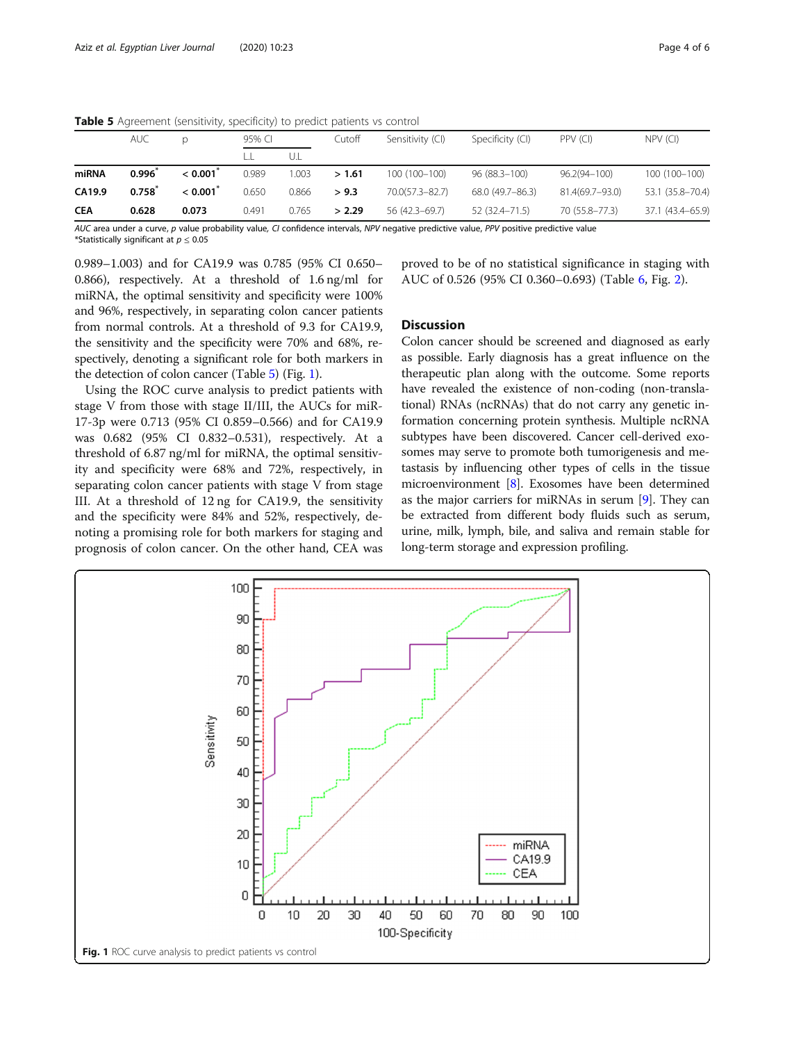**Table 5** Agreement (sensitivity, specificity) to predict patients vs control

| | AUC | p | 95% CI | | Cutoff | Sensitivity (CI) | Specificity (CI) | PPV (CI) | NPV (CI) |
|---|---|---|---|---|---|---|---|---|---|
| | | | L.L | U.L | | | | | |
| **miRNA** | **0.996*** | **< 0.001*** | 0.989 | 1.003 | **> 1.61** | 100 (100–100) | 96 (88.3–100) | 96.2(94–100) | 100 (100–100) |
| **CA19.9** | **0.758*** | **< 0.001*** | 0.650 | 0.866 | **> 9.3** | 70.0(57.3–82.7) | 68.0 (49.7–86.3) | 81.4(69.7–93.0) | 53.1 (35.8–70.4) |
| **CEA** | **0.628** | **0.073** | 0.491 | 0.765 | **> 2.29** | 56 (42.3–69.7) | 52 (32.4–71.5) | 70 (55.8–77.3) | 37.1 (43.4–65.9) |

*AUC* area under a curve, *p* value probability value, *CI* confidence intervals, *NPV* negative predictive value, *PPV* positive predictive value
*Statistically significant at $p \leq 0.05$

0.989–1.003) and for CA19.9 was 0.785 (95% CI 0.650–0.866), respectively. At a threshold of 1.6 ng/ml for miRNA, the optimal sensitivity and specificity were 100% and 96%, respectively, in separating colon cancer patients from normal controls. At a threshold of 9.3 for CA19.9, the sensitivity and the specificity were 70% and 68%, respectively, denoting a significant role for both markers in the detection of colon cancer (Table 5) (Fig. 1).

Using the ROC curve analysis to predict patients with stage V from those with stage II/III, the AUCs for miR-17-3p were 0.713 (95% CI 0.859–0.566) and for CA19.9 was 0.682 (95% CI 0.832–0.531), respectively. At a threshold of 6.87 ng/ml for miRNA, the optimal sensitivity and specificity were 68% and 72%, respectively, in separating colon cancer patients with stage V from stage III. At a threshold of 12 ng for CA19.9, the sensitivity and the specificity were 84% and 52%, respectively, denoting a promising role for both markers for staging and prognosis of colon cancer. On the other hand, CEA was proved to be of no statistical significance in staging with AUC of 0.526 (95% CI 0.360–0.693) (Table 6, Fig. 2).

## Discussion

Colon cancer should be screened and diagnosed as early as possible. Early diagnosis has a great influence on the therapeutic plan along with the outcome. Some reports have revealed the existence of non-coding (non-translational) RNAs (ncRNAs) that do not carry any genetic information concerning protein synthesis. Multiple ncRNA subtypes have been discovered. Cancer cell-derived exosomes may serve to promote both tumorigenesis and metastasis by influencing other types of cells in the tissue microenvironment [8]. Exosomes have been determined as the major carriers for miRNAs in serum [9]. They can be extracted from different body fluids such as serum, urine, milk, lymph, bile, and saliva and remain stable for long-term storage and expression profiling.

**Fig. 1** ROC curve analysis to predict patients vs control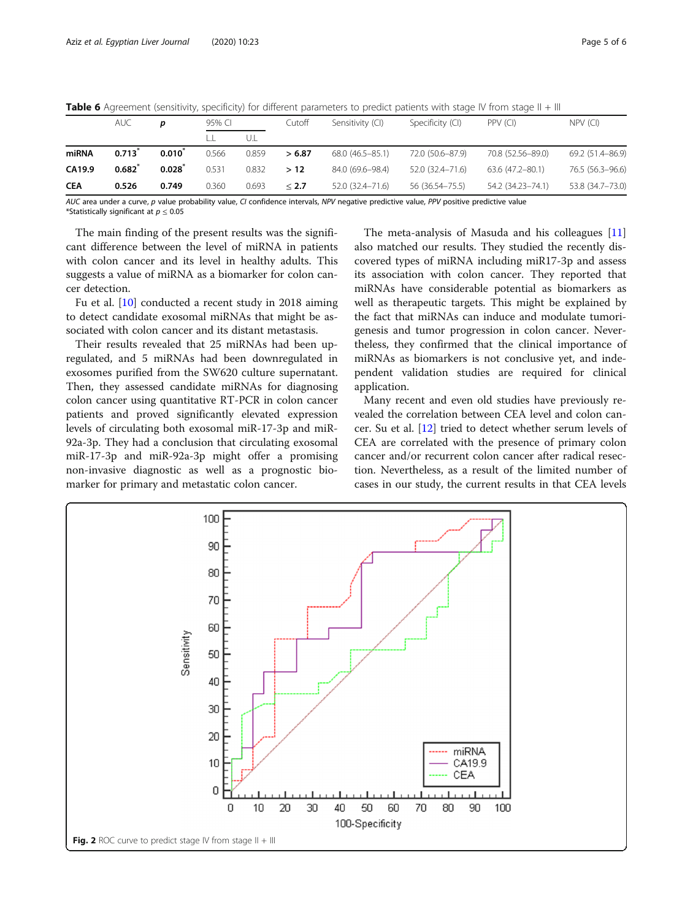**Table 6** Agreement (sensitivity, specificity) for different parameters to predict patients with stage IV from stage II + III

| | AUC | *p* | 95% CI | | Cutoff | Sensitivity (CI) | Specificity (CI) | PPV (CI) | NPV (CI) |
|---|---|---|---|---|---|---|---|---|---|
| | | | L.L | U.L | | | | | |
| **miRNA** | **0.713*** | **0.010*** | 0.566 | 0.859 | **> 6.87** | 68.0 (46.5–85.1) | 72.0 (50.6–87.9) | 70.8 (52.56–89.0) | 69.2 (51.4–86.9) |
| **CA19.9** | **0.682*** | **0.028*** | 0.531 | 0.832 | **> 12** | 84.0 (69.6–98.4) | 52.0 (32.4–71.6) | 63.6 (47.2–80.1) | 76.5 (56.3–96.6) |
| **CEA** | **0.526** | **0.749** | 0.360 | 0.693 | **≤ 2.7** | 52.0 (32.4–71.6) | 56 (36.54–75.5) | 54.2 (34.23–74.1) | 53.8 (34.7–73.0) |

*AUC* area under a curve, *p* value probability value, *CI* confidence intervals, *NPV* negative predictive value, *PPV* positive predictive value
*Statistically significant at $p \leq 0.05$

The main finding of the present results was the significant difference between the level of miRNA in patients with colon cancer and its level in healthy adults. This suggests a value of miRNA as a biomarker for colon cancer detection.

Fu et al. [10] conducted a recent study in 2018 aiming to detect candidate exosomal miRNAs that might be associated with colon cancer and its distant metastasis.

Their results revealed that 25 miRNAs had been upregulated, and 5 miRNAs had been downregulated in exosomes purified from the SW620 culture supernatant. Then, they assessed candidate miRNAs for diagnosing colon cancer using quantitative RT-PCR in colon cancer patients and proved significantly elevated expression levels of circulating both exosomal miR-17-3p and miR-92a-3p. They had a conclusion that circulating exosomal miR-17-3p and miR-92a-3p might offer a promising non-invasive diagnostic as well as a prognostic biomarker for primary and metastatic colon cancer.

The meta-analysis of Masuda and his colleagues [11] also matched our results. They studied the recently discovered types of miRNA including miR17-3p and assess its association with colon cancer. They reported that miRNAs have considerable potential as biomarkers as well as therapeutic targets. This might be explained by the fact that miRNAs can induce and modulate tumorigenesis and tumor progression in colon cancer. Nevertheless, they confirmed that the clinical importance of miRNAs as biomarkers is not conclusive yet, and independent validation studies are required for clinical application.

Many recent and even old studies have previously revealed the correlation between CEA level and colon cancer. Su et al. [12] tried to detect whether serum levels of CEA are correlated with the presence of primary colon cancer and/or recurrent colon cancer after radical resection. Nevertheless, as a result of the limited number of cases in our study, the current results in that CEA levels

**Fig. 2** ROC curve to predict stage IV from stage II + III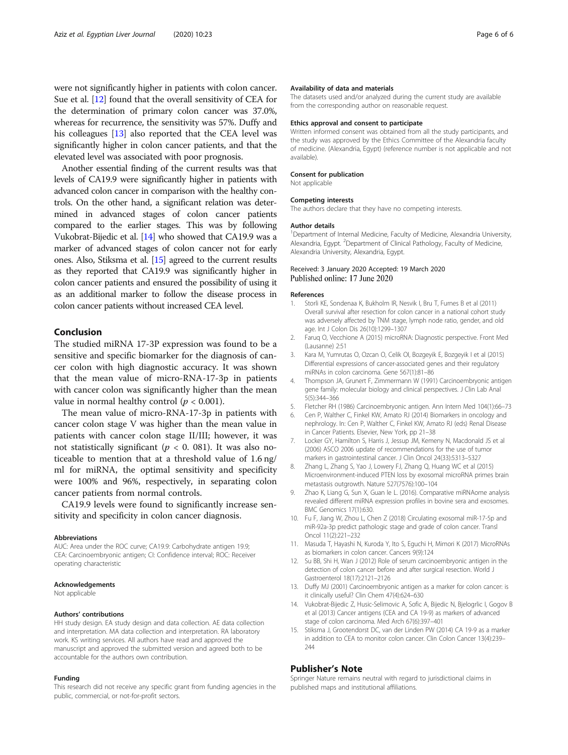were not significantly higher in patients with colon cancer. Sue et al. [12] found that the overall sensitivity of CEA for the determination of primary colon cancer was 37.0%, whereas for recurrence, the sensitivity was 57%. Duffy and his colleagues [13] also reported that the CEA level was significantly higher in colon cancer patients, and that the elevated level was associated with poor prognosis.

Another essential finding of the current results was that levels of CA19.9 were significantly higher in patients with advanced colon cancer in comparison with the healthy controls. On the other hand, a significant relation was determined in advanced stages of colon cancer patients compared to the earlier stages. This was by following Vukobrat-Bijedic et al. [14] who showed that CA19.9 was a marker of advanced stages of colon cancer not for early ones. Also, Stiksma et al. [15] agreed to the current results as they reported that CA19.9 was significantly higher in colon cancer patients and ensured the possibility of using it as an additional marker to follow the disease process in colon cancer patients without increased CEA level.

## Conclusion

The studied miRNA 17-3P expression was found to be a sensitive and specific biomarker for the diagnosis of cancer colon with high diagnostic accuracy. It was shown that the mean value of micro-RNA-17-3p in patients with cancer colon was significantly higher than the mean value in normal healthy control ($p < 0.001$).

The mean value of micro-RNA-17-3p in patients with cancer colon stage V was higher than the mean value in patients with cancer colon stage II/III; however, it was not statistically significant ($p < 0.081$). It was also noticeable to mention that at a threshold value of 1.6 ng/ml for miRNA, the optimal sensitivity and specificity were 100% and 96%, respectively, in separating colon cancer patients from normal controls.

CA19.9 levels were found to significantly increase sensitivity and specificity in colon cancer diagnosis.

#### Abbreviations

AUC: Area under the ROC curve; CA19.9: Carbohydrate antigen 19.9; CEA: Carcinoembryonic antigen; CI: Confidence interval; ROC: Receiver operating characteristic

#### Acknowledgements

Not applicable

#### Authors' contributions

HH study design. EA study design and data collection. AE data collection and interpretation. MA data collection and interpretation. RA laboratory work. KS writing services. All authors have read and approved the manuscript and approved the submitted version and agreed both to be accountable for the authors own contribution.

#### Funding

This research did not receive any specific grant from funding agencies in the public, commercial, or not-for-profit sectors.

#### Availability of data and materials

The datasets used and/or analyzed during the current study are available from the corresponding author on reasonable request.

#### Ethics approval and consent to participate

Written informed consent was obtained from all the study participants, and the study was approved by the Ethics Committee of the Alexandria faculty of medicine. (Alexandria, Egypt) (reference number is not applicable and not available).

#### Consent for publication

Not applicable

#### Competing interests

The authors declare that they have no competing interests.

#### Author details

[1]Department of Internal Medicine, Faculty of Medicine, Alexandria University, Alexandria, Egypt. [2]Department of Clinical Pathology, Faculty of Medicine, Alexandria University, Alexandria, Egypt.

Received: 3 January 2020 Accepted: 19 March 2020
Published online: 17 June 2020

#### References

1. Storli KE, Sondenaa K, Bukholm IR, Nesvik I, Bru T, Furnes B et al (2011) Overall survival after resection for colon cancer in a national cohort study was adversely affected by TNM stage, lymph node ratio, gender, and old age. Int J Colon Dis 26(10):1299–1307
2. Faruq O, Vecchione A (2015) microRNA: Diagnostic perspective. Front Med (Lausanne) 2:51
3. Kara M, Yumrutas O, Ozcan O, Celik OI, Bozgeyik E, Bozgeyik I et al (2015) Differential expressions of cancer-associated genes and their regulatory miRNAs in colon carcinoma. Gene 567(1):81–86
4. Thompson JA, Grunert F, Zimmermann W (1991) Carcinoembryonic antigen gene family: molecular biology and clinical perspectives. J Clin Lab Anal 5(5):344–366
5. Fletcher RH (1986) Carcinoembryonic antigen. Ann Intern Med 104(1):66–73
6. Cen P, Walther C, Finkel KW, Amato RJ (2014) Biomarkers in oncology and nephrology. In: Cen P, Walther C, Finkel KW, Amato RJ (eds) Renal Disease in Cancer Patients. Elsevier, New York, pp 21–38
7. Locker GY, Hamilton S, Harris J, Jessup JM, Kemeny N, Macdonald JS et al (2006) ASCO 2006 update of recommendations for the use of tumor markers in gastrointestinal cancer. J Clin Oncol 24(33):5313–5327
8. Zhang L, Zhang S, Yao J, Lowery FJ, Zhang Q, Huang WC et al (2015) Microenvironment-induced PTEN loss by exosomal microRNA primes brain metastasis outgrowth. Nature 527(7576):100–104
9. Zhao K, Liang G, Sun X, Guan le L. (2016). Comparative miRNAome analysis revealed different miRNA expression profiles in bovine sera and exosomes. BMC Genomics 17(1):630.
10. Fu F, Jiang W, Zhou L, Chen Z (2018) Circulating exosomal miR-17-5p and miR-92a-3p predict pathologic stage and grade of colon cancer. Transl Oncol 11(2):221–232
11. Masuda T, Hayashi N, Kuroda Y, Ito S, Eguchi H, Mimori K (2017) MicroRNAs as biomarkers in colon cancer. Cancers 9(9):124
12. Su BB, Shi H, Wan J (2012) Role of serum carcinoembryonic antigen in the detection of colon cancer before and after surgical resection. World J Gastroenterol 18(17):2121–2126
13. Duffy MJ (2001) Carcinoembryonic antigen as a marker for colon cancer: is it clinically useful? Clin Chem 47(4):624–630
14. Vukobrat-Bijedic Z, Husic-Selimovic A, Sofic A, Bijedic N, Bjelogrlic I, Gogov B et al (2013) Cancer antigens (CEA and CA 19-9) as markers of advanced stage of colon carcinoma. Med Arch 67(6):397–401
15. Stiksma J, Grootendorst DC, van der Linden PW (2014) CA 19-9 as a marker in addition to CEA to monitor colon cancer. Clin Colon Cancer 13(4):239–244

## Publisher's Note

Springer Nature remains neutral with regard to jurisdictional claims in published maps and institutional affiliations.